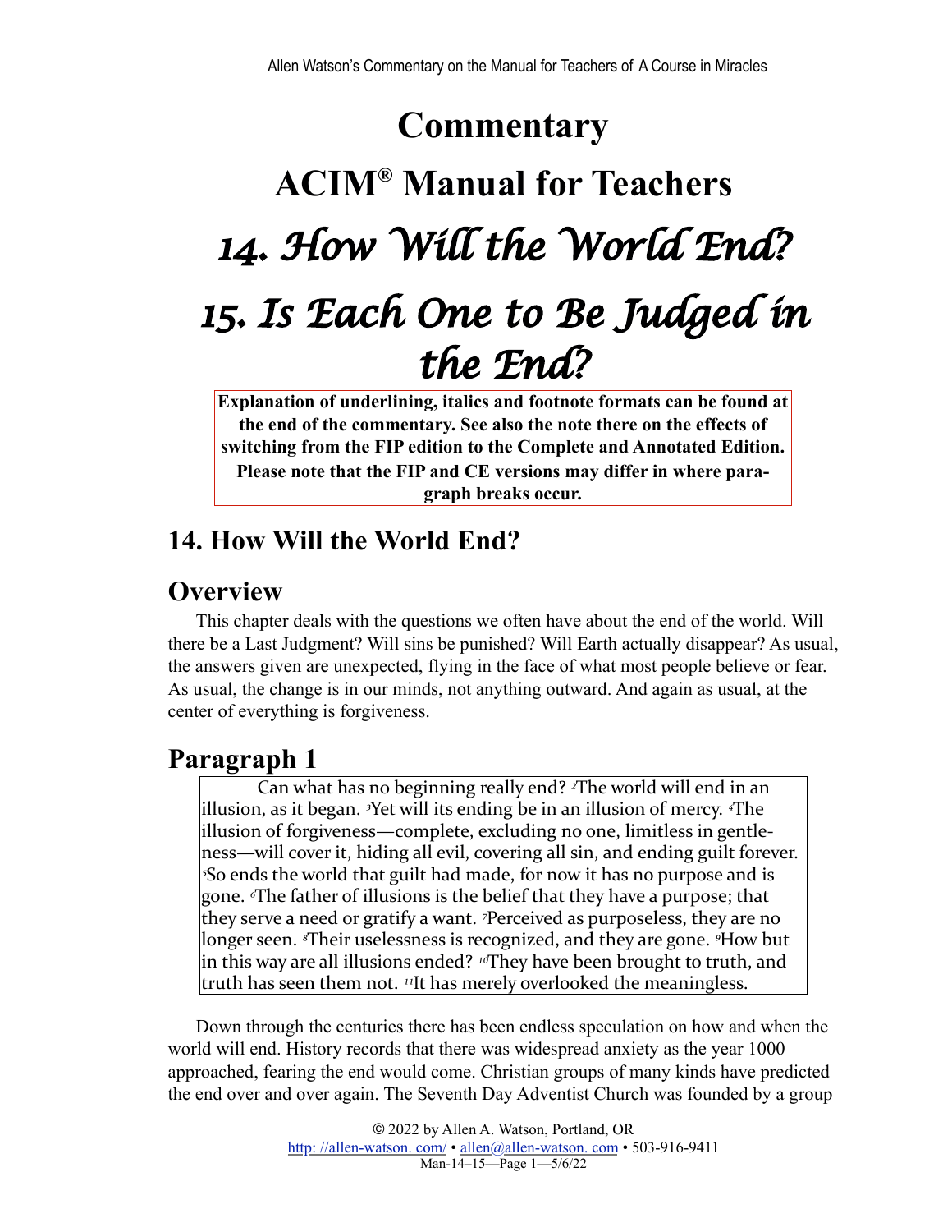# Commentary

# ACIM® Manual for Teachers

# *14. How Will the World End?*

# *15. Is Each One to Be Judged in the End?*

**Explanation of underlining, italics and footnote formats can be found at the end of the commentary. See also the note there on the effects of switching from the FIP edition to the Complete and Annotated Edition. Please note that the FIP and CE versions may differ in where paragraph breaks occur.**

## 14. How Will the World End?

## Overview

This chapter deals with the questions we often have about the end of the world. Will there be a Last Judgment? Will sins be punished? Will Earth actually disappear? As usual, the answers given are unexpected, flying in the face of what most people believe or fear. As usual, the change is in our minds, not anything outward. And again as usual, at the center of everything is forgiveness.

## Paragraph 1

> Can what has no beginning really end? [2]The world will end in an illusion, as it began. [3]Yet will its ending be in an illusion of mercy. [4]The illusion of forgiveness—complete, excluding no one, limitless in gentleness—will cover it, hiding all evil, covering all sin, and ending guilt forever. [5]So ends the world that guilt had made, for now it has no purpose and is gone. [6]The father of illusions is the belief that they have a purpose; that they serve a need or gratify a want. [7]Perceived as purposeless, they are no longer seen. [8]Their uselessness is recognized, and they are gone. [9]How but in this way are all illusions ended? [10]They have been brought to truth, and truth has seen them not. [11]It has merely overlooked the meaningless.

Down through the centuries there has been endless speculation on how and when the world will end. History records that there was widespread anxiety as the year 1000 approached, fearing the end would come. Christian groups of many kinds have predicted the end over and over again. The Seventh Day Adventist Church was founded by a group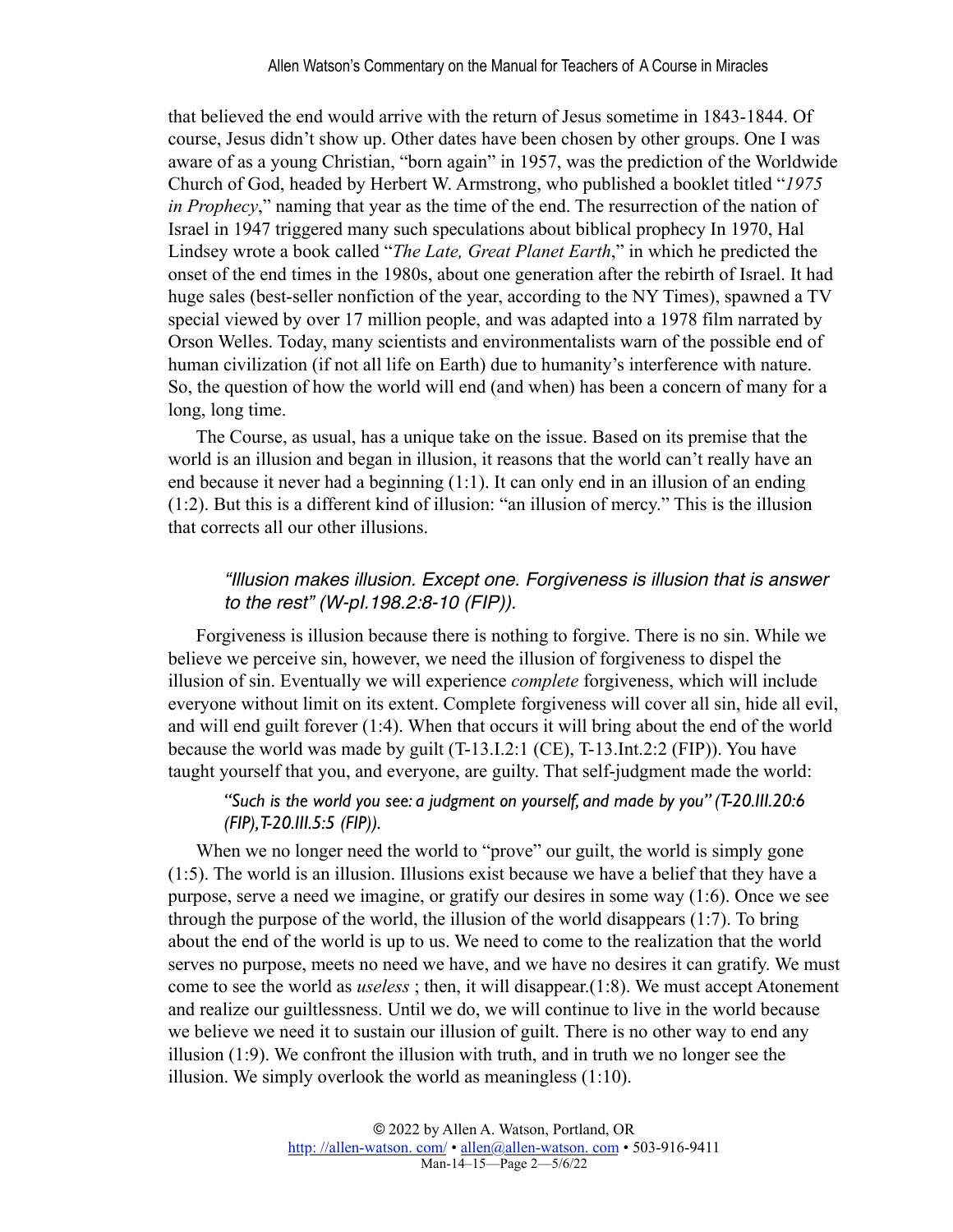that believed the end would arrive with the return of Jesus sometime in 1843-1844. Of course, Jesus didn't show up. Other dates have been chosen by other groups. One I was aware of as a young Christian, "born again" in 1957, was the prediction of the Worldwide Church of God, headed by Herbert W. Armstrong, who published a booklet titled "*1975 in Prophecy*," naming that year as the time of the end. The resurrection of the nation of Israel in 1947 triggered many such speculations about biblical prophecy In 1970, Hal Lindsey wrote a book called "*The Late, Great Planet Earth*," in which he predicted the onset of the end times in the 1980s, about one generation after the rebirth of Israel. It had huge sales (best-seller nonfiction of the year, according to the NY Times), spawned a TV special viewed by over 17 million people, and was adapted into a 1978 film narrated by Orson Welles. Today, many scientists and environmentalists warn of the possible end of human civilization (if not all life on Earth) due to humanity's interference with nature. So, the question of how the world will end (and when) has been a concern of many for a long, long time.

The Course, as usual, has a unique take on the issue. Based on its premise that the world is an illusion and began in illusion, it reasons that the world can't really have an end because it never had a beginning (1:1). It can only end in an illusion of an ending (1:2). But this is a different kind of illusion: "an illusion of mercy." This is the illusion that corrects all our other illusions.

> *"Illusion makes illusion. Except one. Forgiveness is illusion that is answer to the rest" (W-pI.198.2:8-10 (FIP)).*

Forgiveness is illusion because there is nothing to forgive. There is no sin. While we believe we perceive sin, however, we need the illusion of forgiveness to dispel the illusion of sin. Eventually we will experience *complete* forgiveness, which will include everyone without limit on its extent. Complete forgiveness will cover all sin, hide all evil, and will end guilt forever (1:4). When that occurs it will bring about the end of the world because the world was made by guilt (T-13.I.2:1 (CE), T-13.Int.2:2 (FIP)). You have taught yourself that you, and everyone, are guilty. That self-judgment made the world:

> *"Such is the world you see: a judgment on yourself, and made by you" (T-20.III.20:6 (FIP), T-20.III.5:5 (FIP)).*

When we no longer need the world to "prove" our guilt, the world is simply gone (1:5). The world is an illusion. Illusions exist because we have a belief that they have a purpose, serve a need we imagine, or gratify our desires in some way (1:6). Once we see through the purpose of the world, the illusion of the world disappears (1:7). To bring about the end of the world is up to us. We need to come to the realization that the world serves no purpose, meets no need we have, and we have no desires it can gratify. We must come to see the world as *useless* ; then, it will disappear.(1:8). We must accept Atonement and realize our guiltlessness. Until we do, we will continue to live in the world because we believe we need it to sustain our illusion of guilt. There is no other way to end any illusion (1:9). We confront the illusion with truth, and in truth we no longer see the illusion. We simply overlook the world as meaningless (1:10).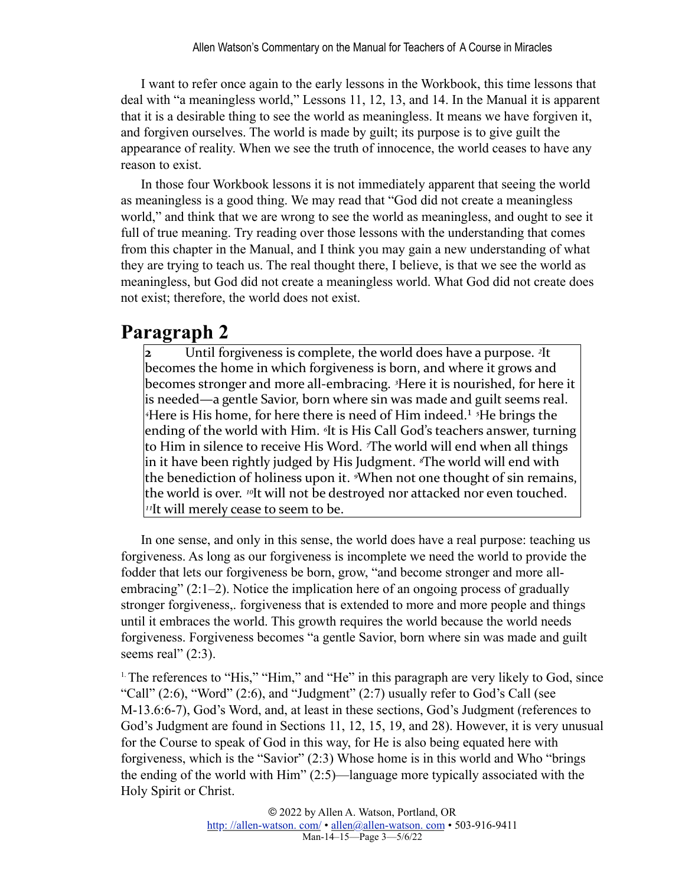I want to refer once again to the early lessons in the Workbook, this time lessons that deal with "a meaningless world," Lessons 11, 12, 13, and 14. In the Manual it is apparent that it is a desirable thing to see the world as meaningless. It means we have forgiven it, and forgiven ourselves. The world is made by guilt; its purpose is to give guilt the appearance of reality. When we see the truth of innocence, the world ceases to have any reason to exist.

In those four Workbook lessons it is not immediately apparent that seeing the world as meaningless is a good thing. We may read that "God did not create a meaningless world," and think that we are wrong to see the world as meaningless, and ought to see it full of true meaning. Try reading over those lessons with the understanding that comes from this chapter in the Manual, and I think you may gain a new understanding of what they are trying to teach us. The real thought there, I believe, is that we see the world as meaningless, but God did not create a meaningless world. What God did not create does not exist; therefore, the world does not exist.

## Paragraph 2

> **2** Until forgiveness is complete, the world does have a purpose. [2]It becomes the home in which forgiveness is born, and where it grows and becomes stronger and more all-embracing. [3]Here it is nourished, for here it is needed—a gentle Savior, born where sin was made and guilt seems real. [4]Here is His home, for here there is need of Him indeed.[1] [5]He brings the ending of the world with Him. [6]It is His Call God's teachers answer, turning to Him in silence to receive His Word. [7]The world will end when all things in it have been rightly judged by His Judgment. [8]The world will end with the benediction of holiness upon it. [9]When not one thought of sin remains, the world is over. [10]It will not be destroyed nor attacked nor even touched. [11]It will merely cease to seem to be.

In one sense, and only in this sense, the world does have a real purpose: teaching us forgiveness. As long as our forgiveness is incomplete we need the world to provide the fodder that lets our forgiveness be born, grow, "and become stronger and more all-embracing" (2:1–2). Notice the implication here of an ongoing process of gradually stronger forgiveness,. forgiveness that is extended to more and more people and things until it embraces the world. This growth requires the world because the world needs forgiveness. Forgiveness becomes "a gentle Savior, born where sin was made and guilt seems real" (2:3).

[1] The references to "His," "Him," and "He" in this paragraph are very likely to God, since "Call" (2:6), "Word" (2:6), and "Judgment" (2:7) usually refer to God's Call (see M-13.6:6-7), God's Word, and, at least in these sections, God's Judgment (references to God's Judgment are found in Sections 11, 12, 15, 19, and 28). However, it is very unusual for the Course to speak of God in this way, for He is also being equated here with forgiveness, which is the "Savior" (2:3) Whose home is in this world and Who "brings the ending of the world with Him" (2:5)—language more typically associated with the Holy Spirit or Christ.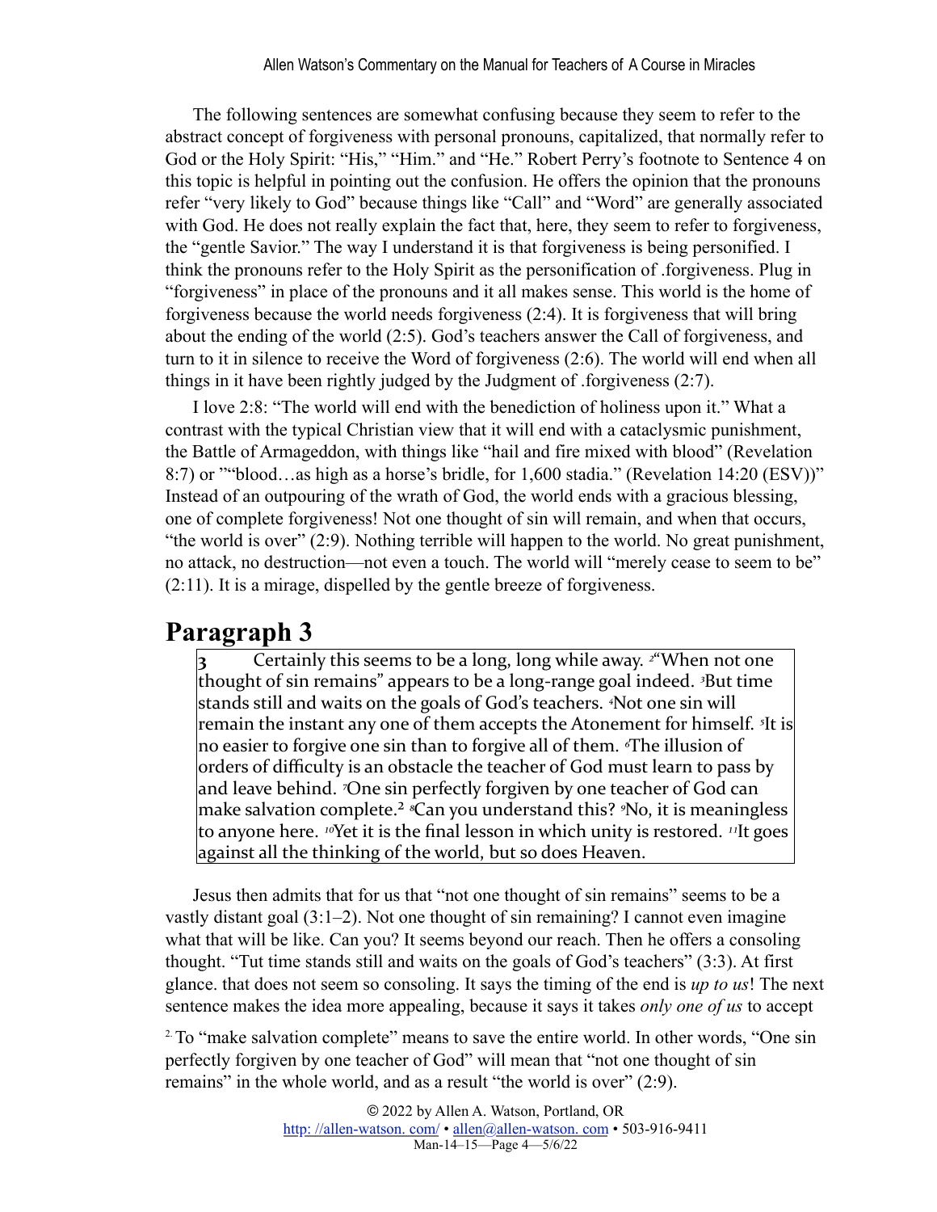The following sentences are somewhat confusing because they seem to refer to the abstract concept of forgiveness with personal pronouns, capitalized, that normally refer to God or the Holy Spirit: "His," "Him." and "He." Robert Perry's footnote to Sentence 4 on this topic is helpful in pointing out the confusion. He offers the opinion that the pronouns refer "very likely to God" because things like "Call" and "Word" are generally associated with God. He does not really explain the fact that, here, they seem to refer to forgiveness, the "gentle Savior." The way I understand it is that forgiveness is being personified. I think the pronouns refer to the Holy Spirit as the personification of .forgiveness. Plug in "forgiveness" in place of the pronouns and it all makes sense. This world is the home of forgiveness because the world needs forgiveness (2:4). It is forgiveness that will bring about the ending of the world (2:5). God's teachers answer the Call of forgiveness, and turn to it in silence to receive the Word of forgiveness (2:6). The world will end when all things in it have been rightly judged by the Judgment of .forgiveness (2:7).

I love 2:8: "The world will end with the benediction of holiness upon it." What a contrast with the typical Christian view that it will end with a cataclysmic punishment, the Battle of Armageddon, with things like "hail and fire mixed with blood" (Revelation 8:7) or ""blood…as high as a horse's bridle, for 1,600 stadia." (Revelation 14:20 (ESV))" Instead of an outpouring of the wrath of God, the world ends with a gracious blessing, one of complete forgiveness! Not one thought of sin will remain, and when that occurs, "the world is over" (2:9). Nothing terrible will happen to the world. No great punishment, no attack, no destruction—not even a touch. The world will "merely cease to seem to be" (2:11). It is a mirage, dispelled by the gentle breeze of forgiveness.

## Paragraph 3

> **3** Certainly this seems to be a long, long while away. [2]"When not one thought of sin remains" appears to be a long-range goal indeed. [3]But time stands still and waits on the goals of God's teachers. [4]Not one sin will remain the instant any one of them accepts the Atonement for himself. [5]It is no easier to forgive one sin than to forgive all of them. [6]The illusion of orders of difficulty is an obstacle the teacher of God must learn to pass by and leave behind. [7]One sin perfectly forgiven by one teacher of God can make salvation complete.[2] [8]Can you understand this? [9]No, it is meaningless to anyone here. [10]Yet it is the final lesson in which unity is restored. [11]It goes against all the thinking of the world, but so does Heaven.

Jesus then admits that for us that "not one thought of sin remains" seems to be a vastly distant goal (3:1–2). Not one thought of sin remaining? I cannot even imagine what that will be like. Can you? It seems beyond our reach. Then he offers a consoling thought. "Tut time stands still and waits on the goals of God's teachers" (3:3). At first glance. that does not seem so consoling. It says the timing of the end is *up to us*! The next sentence makes the idea more appealing, because it says it takes *only one of us* to accept

[2] To "make salvation complete" means to save the entire world. In other words, "One sin perfectly forgiven by one teacher of God" will mean that "not one thought of sin remains" in the whole world, and as a result "the world is over" (2:9).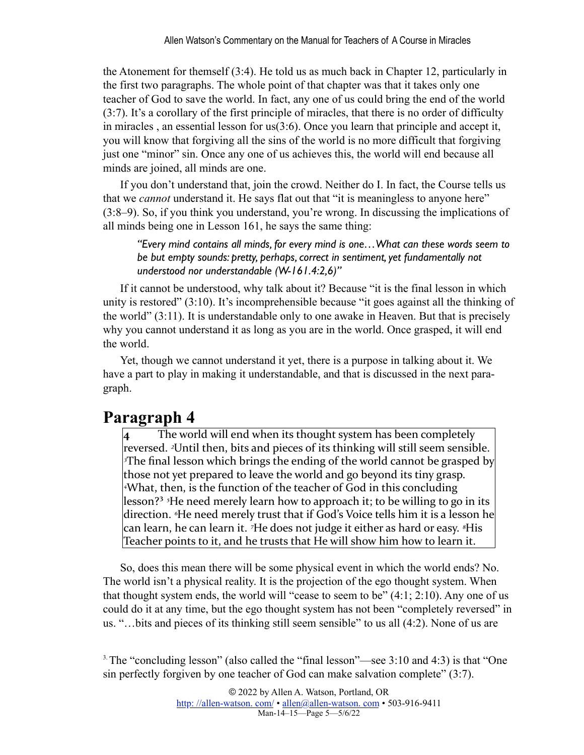the Atonement for themself (3:4). He told us as much back in Chapter 12, particularly in the first two paragraphs. The whole point of that chapter was that it takes only one teacher of God to save the world. In fact, any one of us could bring the end of the world (3:7). It's a corollary of the first principle of miracles, that there is no order of difficulty in miracles , an essential lesson for us(3:6). Once you learn that principle and accept it, you will know that forgiving all the sins of the world is no more difficult that forgiving just one "minor" sin. Once any one of us achieves this, the world will end because all minds are joined, all minds are one.

If you don't understand that, join the crowd. Neither do I. In fact, the Course tells us that we *cannot* understand it. He says flat out that "it is meaningless to anyone here" (3:8–9). So, if you think you understand, you're wrong. In discussing the implications of all minds being one in Lesson 161, he says the same thing:

> *"Every mind contains all minds, for every mind is one…What can these words seem to be but empty sounds: pretty, perhaps, correct in sentiment, yet fundamentally not understood nor understandable (W-161.4:2,6)"*

If it cannot be understood, why talk about it? Because "it is the final lesson in which unity is restored" (3:10). It's incomprehensible because "it goes against all the thinking of the world" (3:11). It is understandable only to one awake in Heaven. But that is precisely why you cannot understand it as long as you are in the world. Once grasped, it will end the world.

Yet, though we cannot understand it yet, there is a purpose in talking about it. We have a part to play in making it understandable, and that is discussed in the next paragraph.

## Paragraph 4

> **4** The world will end when its thought system has been completely reversed. [2]Until then, bits and pieces of its thinking will still seem sensible. [3]The final lesson which brings the ending of the world cannot be grasped by those not yet prepared to leave the world and go beyond its tiny grasp. [4]What, then, is the function of the teacher of God in this concluding lesson?[3] [5]He need merely learn how to approach it; to be willing to go in its direction. [6]He need merely trust that if God's Voice tells him it is a lesson he can learn, he can learn it. [7]He does not judge it either as hard or easy. [8]His Teacher points to it, and he trusts that He will show him how to learn it.

So, does this mean there will be some physical event in which the world ends? No. The world isn't a physical reality. It is the projection of the ego thought system. When that thought system ends, the world will "cease to seem to be" (4:1; 2:10). Any one of us could do it at any time, but the ego thought system has not been "completely reversed" in us. "…bits and pieces of its thinking still seem sensible" to us all (4:2). None of us are

[3] The "concluding lesson" (also called the "final lesson"—see 3:10 and 4:3) is that "One sin perfectly forgiven by one teacher of God can make salvation complete" (3:7).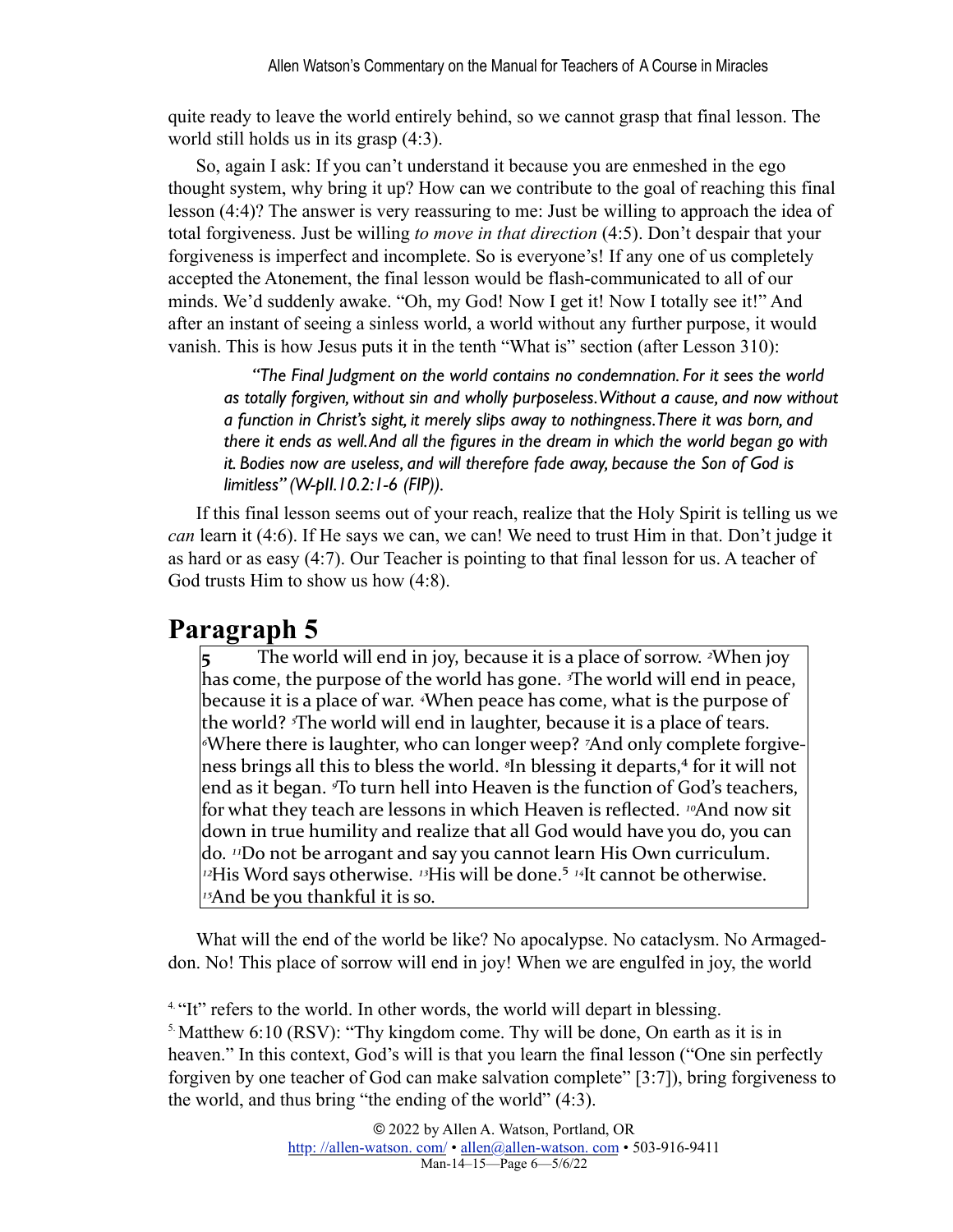quite ready to leave the world entirely behind, so we cannot grasp that final lesson. The world still holds us in its grasp (4:3).

So, again I ask: If you can't understand it because you are enmeshed in the ego thought system, why bring it up? How can we contribute to the goal of reaching this final lesson (4:4)? The answer is very reassuring to me: Just be willing to approach the idea of total forgiveness. Just be willing *to move in that direction* (4:5). Don't despair that your forgiveness is imperfect and incomplete. So is everyone's! If any one of us completely accepted the Atonement, the final lesson would be flash-communicated to all of our minds. We'd suddenly awake. "Oh, my God! Now I get it! Now I totally see it!" And after an instant of seeing a sinless world, a world without any further purpose, it would vanish. This is how Jesus puts it in the tenth "What is" section (after Lesson 310):

> *"The Final Judgment on the world contains no condemnation. For it sees the world as totally forgiven, without sin and wholly purposeless. Without a cause, and now without a function in Christ's sight, it merely slips away to nothingness. There it was born, and there it ends as well. And all the figures in the dream in which the world began go with it. Bodies now are useless, and will therefore fade away, because the Son of God is limitless" (W-pII.10.2:1-6 (FIP)).*

If this final lesson seems out of your reach, realize that the Holy Spirit is telling us we *can* learn it (4:6). If He says we can, we can! We need to trust Him in that. Don't judge it as hard or as easy (4:7). Our Teacher is pointing to that final lesson for us. A teacher of God trusts Him to show us how (4:8).

# Paragraph 5

> **5** The world will end in joy, because it is a place of sorrow. [2]When joy has come, the purpose of the world has gone. [3]The world will end in peace, because it is a place of war. [4]When peace has come, what is the purpose of the world? [5]The world will end in laughter, because it is a place of tears. [6]Where there is laughter, who can longer weep? [7]And only complete forgiveness brings all this to bless the world. [8]In blessing it departs,[4] for it will not end as it began. [9]To turn hell into Heaven is the function of God's teachers, for what they teach are lessons in which Heaven is reflected. [10]And now sit down in true humility and realize that all God would have you do, you can do. [11]Do not be arrogant and say you cannot learn His Own curriculum. [12]His Word says otherwise. [13]His will be done.[5] [14]It cannot be otherwise. [15]And be you thankful it is so.

What will the end of the world be like? No apocalypse. No cataclysm. No Armageddon. No! This place of sorrow will end in joy! When we are engulfed in joy, the world

[4] "It" refers to the world. In other words, the world will depart in blessing.

[5] Matthew 6:10 (RSV): "Thy kingdom come. Thy will be done, On earth as it is in heaven." In this context, God's will is that you learn the final lesson ("One sin perfectly forgiven by one teacher of God can make salvation complete" [3:7]), bring forgiveness to the world, and thus bring "the ending of the world" (4:3).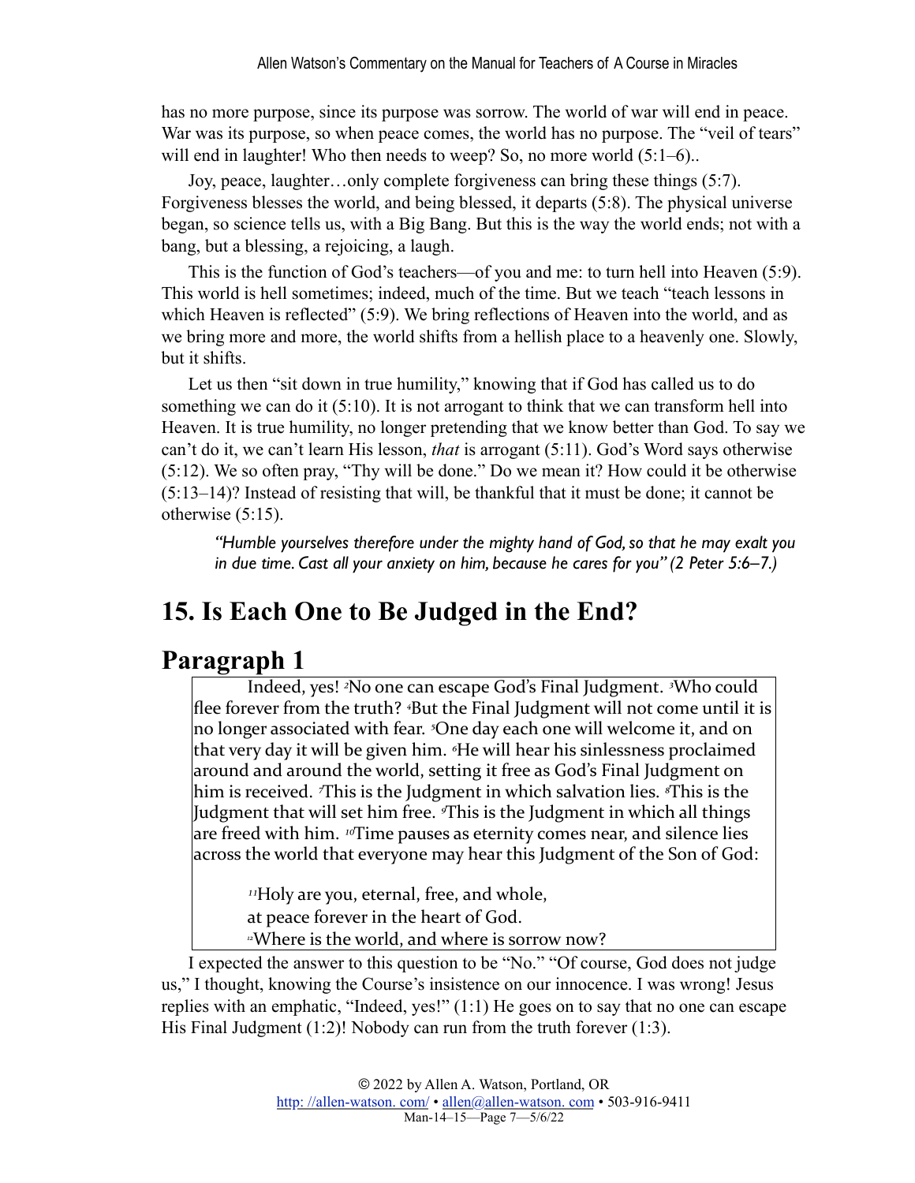has no more purpose, since its purpose was sorrow. The world of war will end in peace. War was its purpose, so when peace comes, the world has no purpose. The "veil of tears" will end in laughter! Who then needs to weep? So, no more world (5:1–6)..

Joy, peace, laughter…only complete forgiveness can bring these things (5:7). Forgiveness blesses the world, and being blessed, it departs (5:8). The physical universe began, so science tells us, with a Big Bang. But this is the way the world ends; not with a bang, but a blessing, a rejoicing, a laugh.

This is the function of God's teachers—of you and me: to turn hell into Heaven (5:9). This world is hell sometimes; indeed, much of the time. But we teach "teach lessons in which Heaven is reflected" (5:9). We bring reflections of Heaven into the world, and as we bring more and more, the world shifts from a hellish place to a heavenly one. Slowly, but it shifts.

Let us then "sit down in true humility," knowing that if God has called us to do something we can do it (5:10). It is not arrogant to think that we can transform hell into Heaven. It is true humility, no longer pretending that we know better than God. To say we can't do it, we can't learn His lesson, *that* is arrogant (5:11). God's Word says otherwise (5:12). We so often pray, "Thy will be done." Do we mean it? How could it be otherwise (5:13–14)? Instead of resisting that will, be thankful that it must be done; it cannot be otherwise (5:15).

> *"Humble yourselves therefore under the mighty hand of God, so that he may exalt you in due time. Cast all your anxiety on him, because he cares for you" (2 Peter 5:6–7.)*

# 15. Is Each One to Be Judged in the End?

## Paragraph 1

> Indeed, yes! [2]No one can escape God's Final Judgment. [3]Who could flee forever from the truth? [4]But the Final Judgment will not come until it is no longer associated with fear. [5]One day each one will welcome it, and on that very day it will be given him. [6]He will hear his sinlessness proclaimed around and around the world, setting it free as God's Final Judgment on him is received. [7]This is the Judgment in which salvation lies. [8]This is the Judgment that will set him free. [9]This is the Judgment in which all things are freed with him. [10]Time pauses as eternity comes near, and silence lies across the world that everyone may hear this Judgment of the Son of God:
>
> [11]Holy are you, eternal, free, and whole,
> at peace forever in the heart of God.
> [12]Where is the world, and where is sorrow now?

I expected the answer to this question to be "No." "Of course, God does not judge us," I thought, knowing the Course's insistence on our innocence. I was wrong! Jesus replies with an emphatic, "Indeed, yes!" (1:1) He goes on to say that no one can escape His Final Judgment (1:2)! Nobody can run from the truth forever (1:3).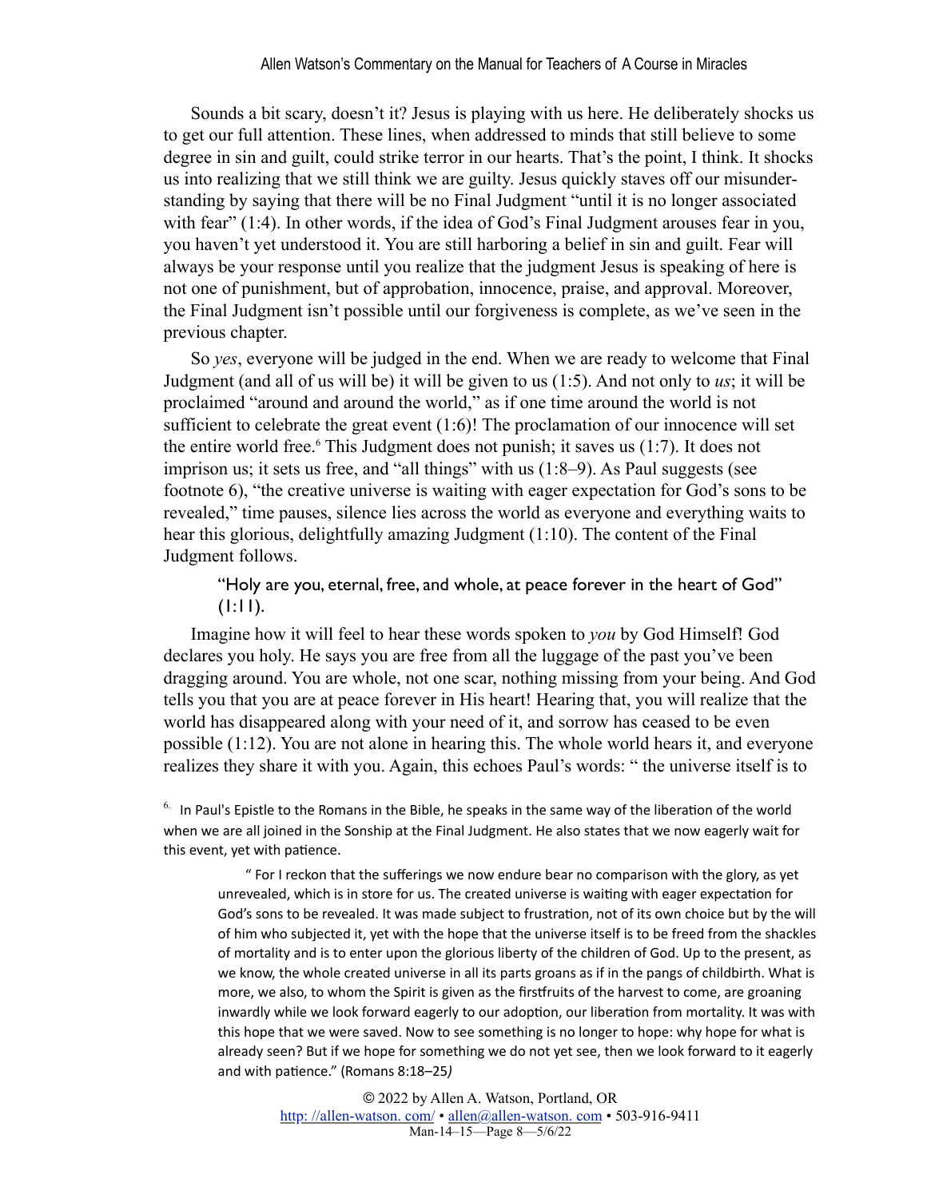Sounds a bit scary, doesn't it? Jesus is playing with us here. He deliberately shocks us to get our full attention. These lines, when addressed to minds that still believe to some degree in sin and guilt, could strike terror in our hearts. That's the point, I think. It shocks us into realizing that we still think we are guilty. Jesus quickly staves off our misunderstanding by saying that there will be no Final Judgment "until it is no longer associated with fear" (1:4). In other words, if the idea of God's Final Judgment arouses fear in you, you haven't yet understood it. You are still harboring a belief in sin and guilt. Fear will always be your response until you realize that the judgment Jesus is speaking of here is not one of punishment, but of approbation, innocence, praise, and approval. Moreover, the Final Judgment isn't possible until our forgiveness is complete, as we've seen in the previous chapter.

So *yes*, everyone will be judged in the end. When we are ready to welcome that Final Judgment (and all of us will be) it will be given to us (1:5). And not only to *us*; it will be proclaimed "around and around the world," as if one time around the world is not sufficient to celebrate the great event (1:6)! The proclamation of our innocence will set the entire world free.[6] This Judgment does not punish; it saves us (1:7). It does not imprison us; it sets us free, and "all things" with us (1:8–9). As Paul suggests (see footnote 6), "the creative universe is waiting with eager expectation for God's sons to be revealed," time pauses, silence lies across the world as everyone and everything waits to hear this glorious, delightfully amazing Judgment (1:10). The content of the Final Judgment follows.

> "Holy are you, eternal, free, and whole, at peace forever in the heart of God" (1:11).

Imagine how it will feel to hear these words spoken to *you* by God Himself! God declares you holy. He says you are free from all the luggage of the past you've been dragging around. You are whole, not one scar, nothing missing from your being. And God tells you that you are at peace forever in His heart! Hearing that, you will realize that the world has disappeared along with your need of it, and sorrow has ceased to be even possible (1:12). You are not alone in hearing this. The whole world hears it, and everyone realizes they share it with you. Again, this echoes Paul's words: " the universe itself is to

[6] In Paul's Epistle to the Romans in the Bible, he speaks in the same way of the liberation of the world when we are all joined in the Sonship at the Final Judgment. He also states that we now eagerly wait for this event, yet with patience.

> " For I reckon that the sufferings we now endure bear no comparison with the glory, as yet unrevealed, which is in store for us. The created universe is waiting with eager expectation for God's sons to be revealed. It was made subject to frustration, not of its own choice but by the will of him who subjected it, yet with the hope that the universe itself is to be freed from the shackles of mortality and is to enter upon the glorious liberty of the children of God. Up to the present, as we know, the whole created universe in all its parts groans as if in the pangs of childbirth. What is more, we also, to whom the Spirit is given as the firstfruits of the harvest to come, are groaning inwardly while we look forward eagerly to our adoption, our liberation from mortality. It was with this hope that we were saved. Now to see something is no longer to hope: why hope for what is already seen? But if we hope for something we do not yet see, then we look forward to it eagerly and with patience." (Romans 8:18–25*)*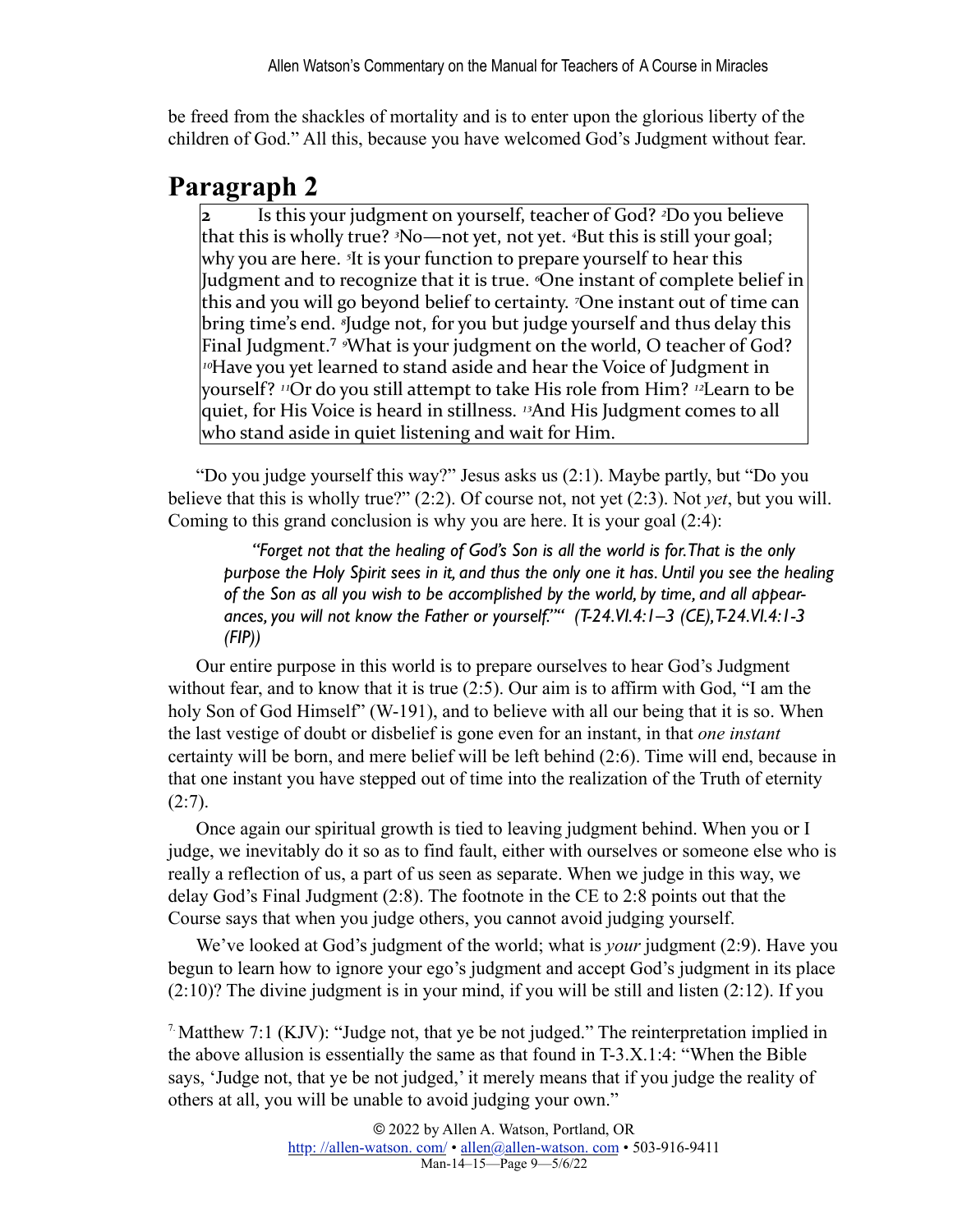be freed from the shackles of mortality and is to enter upon the glorious liberty of the children of God." All this, because you have welcomed God's Judgment without fear.

## Paragraph 2

> 2 Is this your judgment on yourself, teacher of God? 2Do you believe that this is wholly true? 3No—not yet, not yet. 4But this is still your goal; why you are here. 5It is your function to prepare yourself to hear this Judgment and to recognize that it is true. 6One instant of complete belief in this and you will go beyond belief to certainty. 7One instant out of time can bring time's end. 8Judge not, for you but judge yourself and thus delay this Final Judgment.[7] 9What is your judgment on the world, O teacher of God? 10Have you yet learned to stand aside and hear the Voice of Judgment in yourself? 11Or do you still attempt to take His role from Him? 12Learn to be quiet, for His Voice is heard in stillness. 13And His Judgment comes to all who stand aside in quiet listening and wait for Him.

"Do you judge yourself this way?" Jesus asks us (2:1). Maybe partly, but "Do you believe that this is wholly true?" (2:2). Of course not, not yet (2:3). Not *yet*, but you will. Coming to this grand conclusion is why you are here. It is your goal (2:4):

> *"Forget not that the healing of God's Son is all the world is for. That is the only purpose the Holy Spirit sees in it, and thus the only one it has. Until you see the healing of the Son as all you wish to be accomplished by the world, by time, and all appearances, you will not know the Father or yourself."" (T-24.VI.4:1–3 (CE), T-24.VI.4:1-3 (FIP))*

Our entire purpose in this world is to prepare ourselves to hear God's Judgment without fear, and to know that it is true (2:5). Our aim is to affirm with God, "I am the holy Son of God Himself" (W-191), and to believe with all our being that it is so. When the last vestige of doubt or disbelief is gone even for an instant, in that *one instant* certainty will be born, and mere belief will be left behind (2:6). Time will end, because in that one instant you have stepped out of time into the realization of the Truth of eternity (2:7).

Once again our spiritual growth is tied to leaving judgment behind. When you or I judge, we inevitably do it so as to find fault, either with ourselves or someone else who is really a reflection of us, a part of us seen as separate. When we judge in this way, we delay God's Final Judgment (2:8). The footnote in the CE to 2:8 points out that the Course says that when you judge others, you cannot avoid judging yourself.

We've looked at God's judgment of the world; what is *your* judgment (2:9). Have you begun to learn how to ignore your ego's judgment and accept God's judgment in its place (2:10)? The divine judgment is in your mind, if you will be still and listen (2:12). If you

[7] Matthew 7:1 (KJV): "Judge not, that ye be not judged." The reinterpretation implied in the above allusion is essentially the same as that found in T-3.X.1:4: "When the Bible says, 'Judge not, that ye be not judged,' it merely means that if you judge the reality of others at all, you will be unable to avoid judging your own."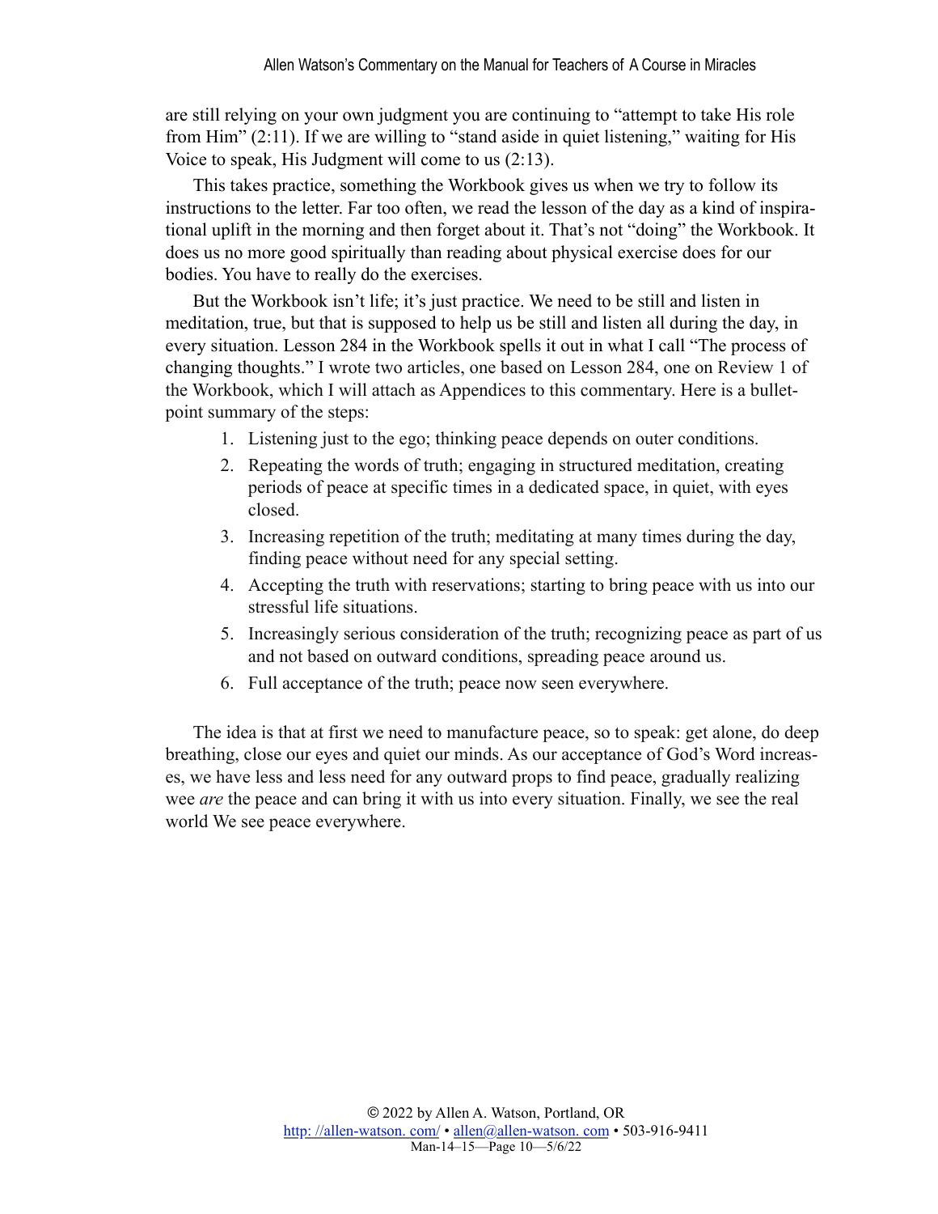are still relying on your own judgment you are continuing to "attempt to take His role from Him" (2:11). If we are willing to "stand aside in quiet listening," waiting for His Voice to speak, His Judgment will come to us (2:13).

This takes practice, something the Workbook gives us when we try to follow its instructions to the letter. Far too often, we read the lesson of the day as a kind of inspirational uplift in the morning and then forget about it. That's not "doing" the Workbook. It does us no more good spiritually than reading about physical exercise does for our bodies. You have to really do the exercises.

But the Workbook isn't life; it's just practice. We need to be still and listen in meditation, true, but that is supposed to help us be still and listen all during the day, in every situation. Lesson 284 in the Workbook spells it out in what I call "The process of changing thoughts." I wrote two articles, one based on Lesson 284, one on Review 1 of the Workbook, which I will attach as Appendices to this commentary. Here is a bullet-point summary of the steps:

1. Listening just to the ego; thinking peace depends on outer conditions.
2. Repeating the words of truth; engaging in structured meditation, creating periods of peace at specific times in a dedicated space, in quiet, with eyes closed.
3. Increasing repetition of the truth; meditating at many times during the day, finding peace without need for any special setting.
4. Accepting the truth with reservations; starting to bring peace with us into our stressful life situations.
5. Increasingly serious consideration of the truth; recognizing peace as part of us and not based on outward conditions, spreading peace around us.
6. Full acceptance of the truth; peace now seen everywhere.

The idea is that at first we need to manufacture peace, so to speak: get alone, do deep breathing, close our eyes and quiet our minds. As our acceptance of God's Word increases, we have less and less need for any outward props to find peace, gradually realizing wee *are* the peace and can bring it with us into every situation. Finally, we see the real world We see peace everywhere.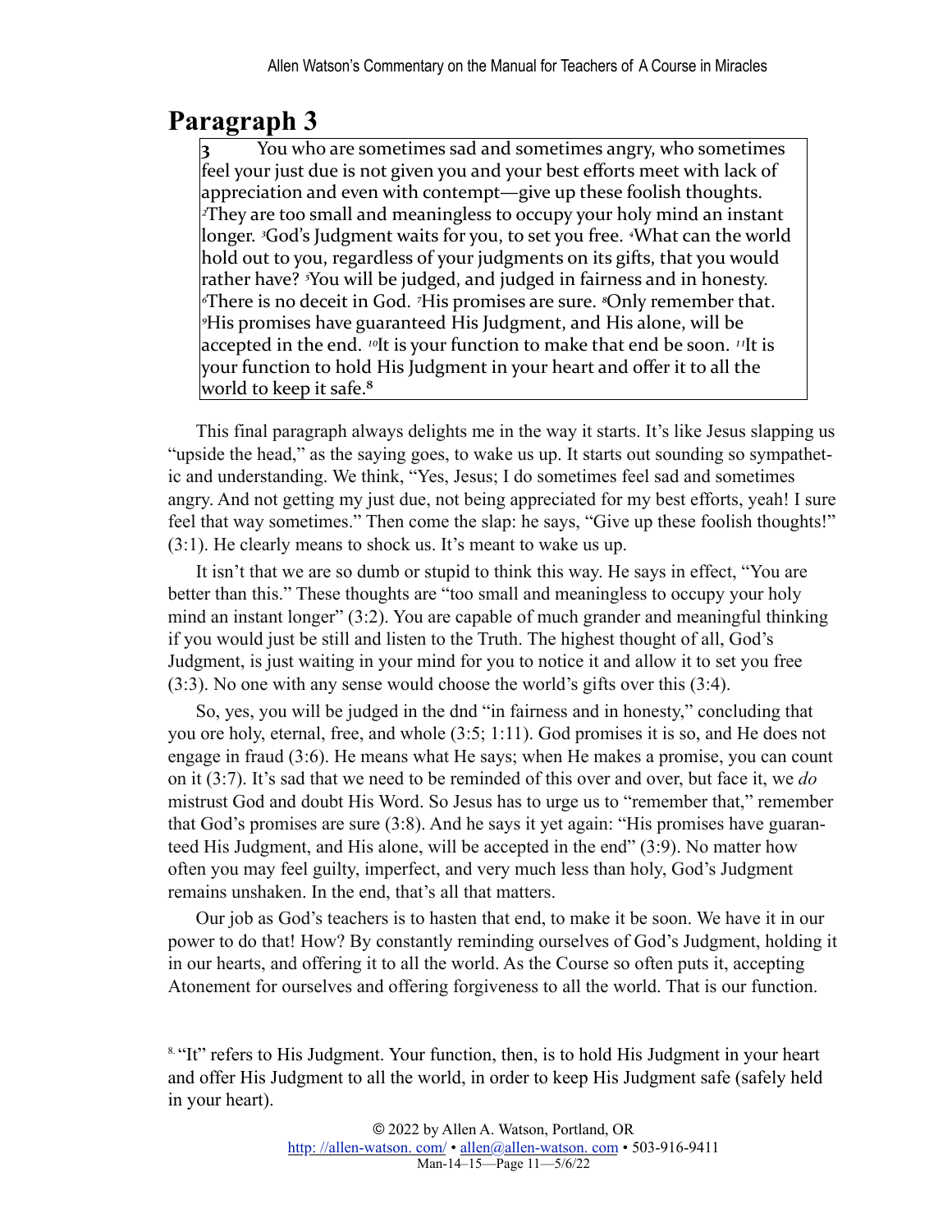## Paragraph 3

> 3 You who are sometimes sad and sometimes angry, who sometimes feel your just due is not given you and your best efforts meet with lack of appreciation and even with contempt—give up these foolish thoughts. [2]They are too small and meaningless to occupy your holy mind an instant longer. [3]God's Judgment waits for you, to set you free. [4]What can the world hold out to you, regardless of your judgments on its gifts, that you would rather have? [5]You will be judged, and judged in fairness and in honesty. [6]There is no deceit in God. [7]His promises are sure. [8]Only remember that. [9]His promises have guaranteed His Judgment, and His alone, will be accepted in the end. [10]It is your function to make that end be soon. [11]It is your function to hold His Judgment in your heart and offer it to all the world to keep it safe.[8]

This final paragraph always delights me in the way it starts. It's like Jesus slapping us "upside the head," as the saying goes, to wake us up. It starts out sounding so sympathetic and understanding. We think, "Yes, Jesus; I do sometimes feel sad and sometimes angry. And not getting my just due, not being appreciated for my best efforts, yeah! I sure feel that way sometimes." Then come the slap: he says, "Give up these foolish thoughts!" (3:1). He clearly means to shock us. It's meant to wake us up.

It isn't that we are so dumb or stupid to think this way. He says in effect, "You are better than this." These thoughts are "too small and meaningless to occupy your holy mind an instant longer" (3:2). You are capable of much grander and meaningful thinking if you would just be still and listen to the Truth. The highest thought of all, God's Judgment, is just waiting in your mind for you to notice it and allow it to set you free (3:3). No one with any sense would choose the world's gifts over this (3:4).

So, yes, you will be judged in the dnd "in fairness and in honesty," concluding that you ore holy, eternal, free, and whole (3:5; 1:11). God promises it is so, and He does not engage in fraud (3:6). He means what He says; when He makes a promise, you can count on it (3:7). It's sad that we need to be reminded of this over and over, but face it, we *do* mistrust God and doubt His Word. So Jesus has to urge us to "remember that," remember that God's promises are sure (3:8). And he says it yet again: "His promises have guaranteed His Judgment, and His alone, will be accepted in the end" (3:9). No matter how often you may feel guilty, imperfect, and very much less than holy, God's Judgment remains unshaken. In the end, that's all that matters.

Our job as God's teachers is to hasten that end, to make it be soon. We have it in our power to do that! How? By constantly reminding ourselves of God's Judgment, holding it in our hearts, and offering it to all the world. As the Course so often puts it, accepting Atonement for ourselves and offering forgiveness to all the world. That is our function.

[8] "It" refers to His Judgment. Your function, then, is to hold His Judgment in your heart and offer His Judgment to all the world, in order to keep His Judgment safe (safely held in your heart).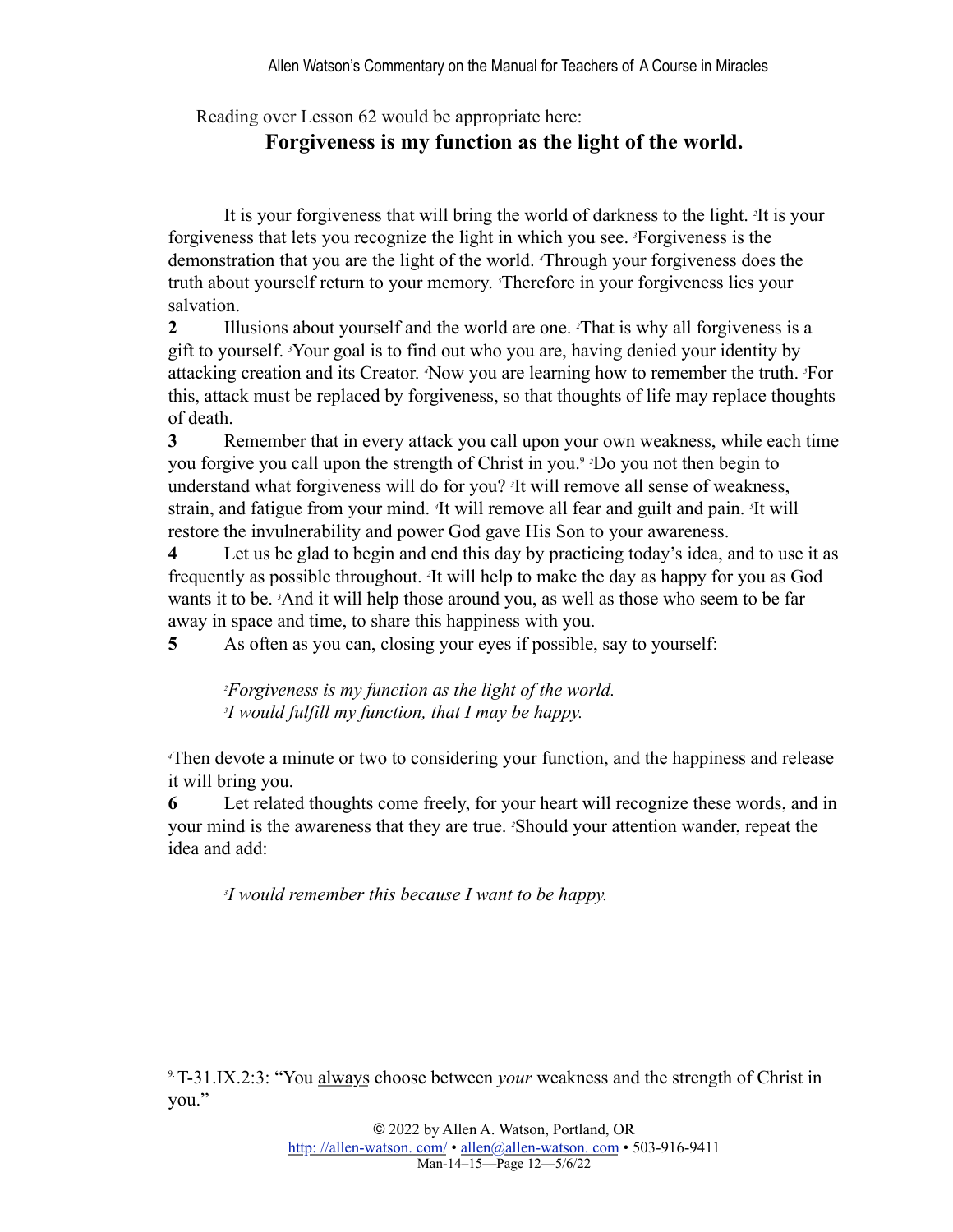Reading over Lesson 62 would be appropriate here:

**Forgiveness is my function as the light of the world.**

It is your forgiveness that will bring the world of darkness to the light. [2]It is your forgiveness that lets you recognize the light in which you see. [3]Forgiveness is the demonstration that you are the light of the world. [4]Through your forgiveness does the truth about yourself return to your memory. [5]Therefore in your forgiveness lies your salvation.

**2** Illusions about yourself and the world are one. [2]That is why all forgiveness is a gift to yourself. [3]Your goal is to find out who you are, having denied your identity by attacking creation and its Creator. [4]Now you are learning how to remember the truth. [5]For this, attack must be replaced by forgiveness, so that thoughts of life may replace thoughts of death.

**3** Remember that in every attack you call upon your own weakness, while each time you forgive you call upon the strength of Christ in you.[9] [2]Do you not then begin to understand what forgiveness will do for you? [3]It will remove all sense of weakness, strain, and fatigue from your mind. [4]It will remove all fear and guilt and pain. [5]It will restore the invulnerability and power God gave His Son to your awareness.

**4** Let us be glad to begin and end this day by practicing today's idea, and to use it as frequently as possible throughout. [2]It will help to make the day as happy for you as God wants it to be. [3]And it will help those around you, as well as those who seem to be far away in space and time, to share this happiness with you.

**5** As often as you can, closing your eyes if possible, say to yourself:

> [2]*Forgiveness is my function as the light of the world.*
> [3]*I would fulfill my function, that I may be happy.*

[4]Then devote a minute or two to considering your function, and the happiness and release it will bring you.

**6** Let related thoughts come freely, for your heart will recognize these words, and in your mind is the awareness that they are true. [2]Should your attention wander, repeat the idea and add:

> [3]*I would remember this because I want to be happy.*

---

[9] T-31.IX.2:3: "You always choose between *your* weakness and the strength of Christ in you."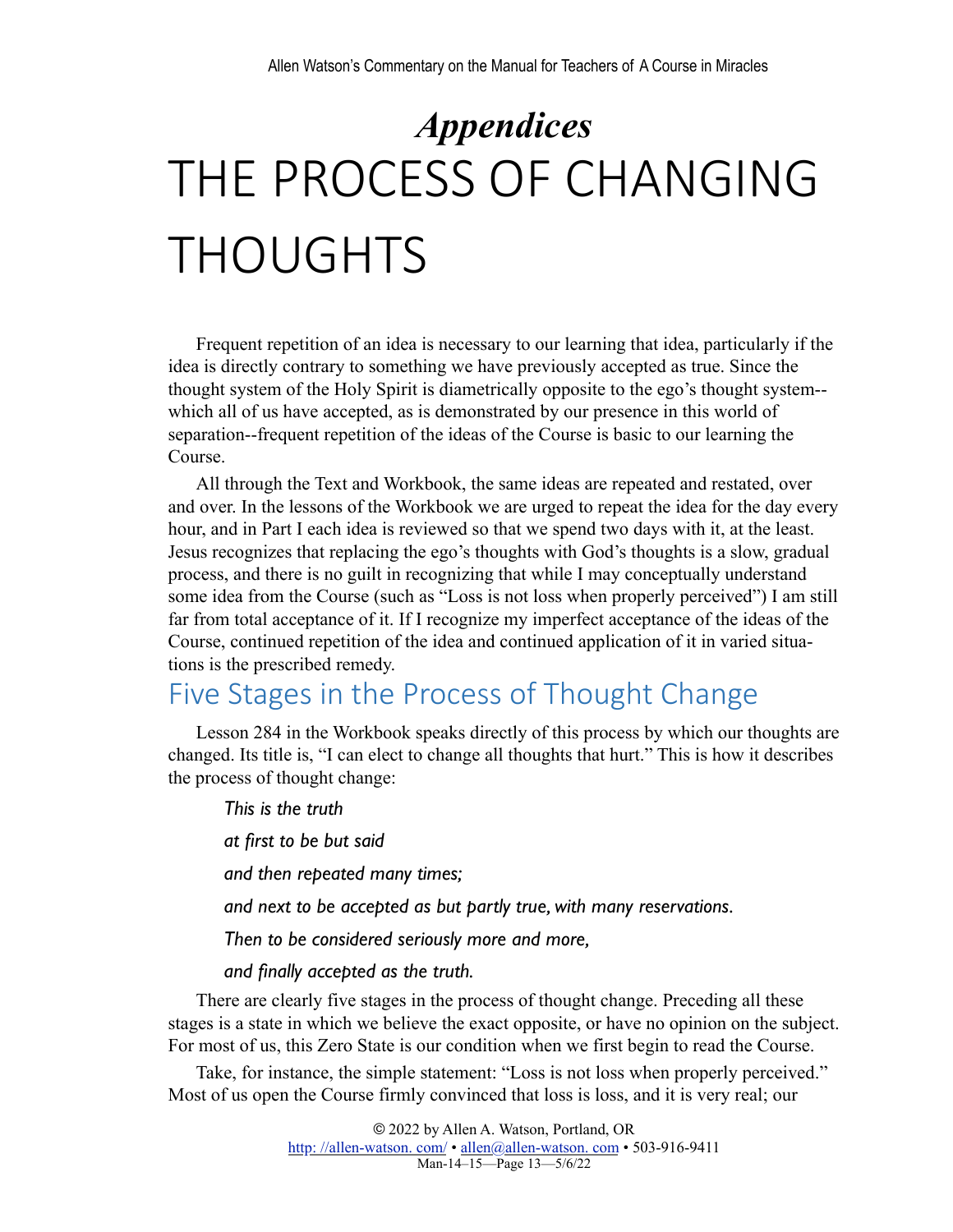# *Appendices*

# THE PROCESS OF CHANGING THOUGHTS

Frequent repetition of an idea is necessary to our learning that idea, particularly if the idea is directly contrary to something we have previously accepted as true. Since the thought system of the Holy Spirit is diametrically opposite to the ego's thought system--which all of us have accepted, as is demonstrated by our presence in this world of separation--frequent repetition of the ideas of the Course is basic to our learning the Course.

All through the Text and Workbook, the same ideas are repeated and restated, over and over. In the lessons of the Workbook we are urged to repeat the idea for the day every hour, and in Part I each idea is reviewed so that we spend two days with it, at the least. Jesus recognizes that replacing the ego's thoughts with God's thoughts is a slow, gradual process, and there is no guilt in recognizing that while I may conceptually understand some idea from the Course (such as "Loss is not loss when properly perceived") I am still far from total acceptance of it. If I recognize my imperfect acceptance of the ideas of the Course, continued repetition of the idea and continued application of it in varied situations is the prescribed remedy.

## Five Stages in the Process of Thought Change

Lesson 284 in the Workbook speaks directly of this process by which our thoughts are changed. Its title is, "I can elect to change all thoughts that hurt." This is how it describes the process of thought change:

> *This is the truth*
>
> *at first to be but said*
>
> *and then repeated many times;*
>
> *and next to be accepted as but partly true, with many reservations.*
>
> *Then to be considered seriously more and more,*
>
> *and finally accepted as the truth.*

There are clearly five stages in the process of thought change. Preceding all these stages is a state in which we believe the exact opposite, or have no opinion on the subject. For most of us, this Zero State is our condition when we first begin to read the Course.

Take, for instance, the simple statement: "Loss is not loss when properly perceived." Most of us open the Course firmly convinced that loss is loss, and it is very real; our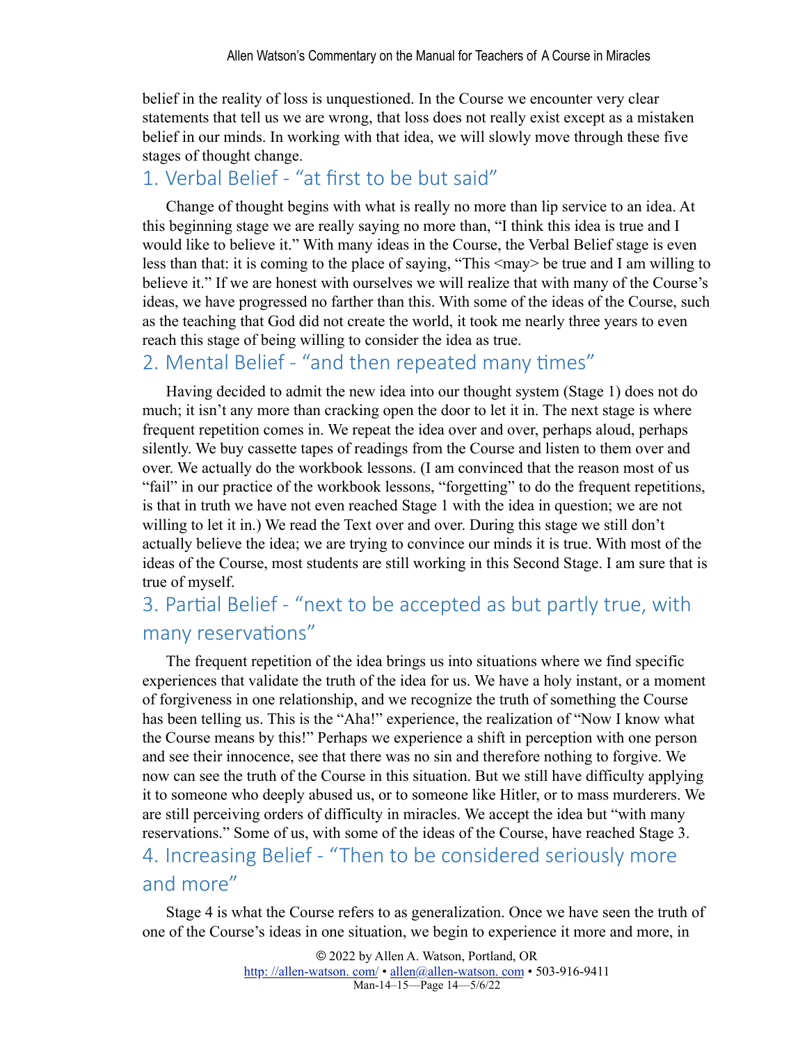belief in the reality of loss is unquestioned. In the Course we encounter very clear statements that tell us we are wrong, that loss does not really exist except as a mistaken belief in our minds. In working with that idea, we will slowly move through these five stages of thought change.

## 1. Verbal Belief - "at first to be but said"

Change of thought begins with what is really no more than lip service to an idea. At this beginning stage we are really saying no more than, "I think this idea is true and I would like to believe it." With many ideas in the Course, the Verbal Belief stage is even less than that: it is coming to the place of saying, "This <may> be true and I am willing to believe it." If we are honest with ourselves we will realize that with many of the Course's ideas, we have progressed no farther than this. With some of the ideas of the Course, such as the teaching that God did not create the world, it took me nearly three years to even reach this stage of being willing to consider the idea as true.

## 2. Mental Belief - "and then repeated many times"

Having decided to admit the new idea into our thought system (Stage 1) does not do much; it isn't any more than cracking open the door to let it in. The next stage is where frequent repetition comes in. We repeat the idea over and over, perhaps aloud, perhaps silently. We buy cassette tapes of readings from the Course and listen to them over and over. We actually do the workbook lessons. (I am convinced that the reason most of us "fail" in our practice of the workbook lessons, "forgetting" to do the frequent repetitions, is that in truth we have not even reached Stage 1 with the idea in question; we are not willing to let it in.) We read the Text over and over. During this stage we still don't actually believe the idea; we are trying to convince our minds it is true. With most of the ideas of the Course, most students are still working in this Second Stage. I am sure that is true of myself.

## 3. Partial Belief - "next to be accepted as but partly true, with many reservations"

The frequent repetition of the idea brings us into situations where we find specific experiences that validate the truth of the idea for us. We have a holy instant, or a moment of forgiveness in one relationship, and we recognize the truth of something the Course has been telling us. This is the "Aha!" experience, the realization of "Now I know what the Course means by this!" Perhaps we experience a shift in perception with one person and see their innocence, see that there was no sin and therefore nothing to forgive. We now can see the truth of the Course in this situation. But we still have difficulty applying it to someone who deeply abused us, or to someone like Hitler, or to mass murderers. We are still perceiving orders of difficulty in miracles. We accept the idea but "with many reservations." Some of us, with some of the ideas of the Course, have reached Stage 3.

## 4. Increasing Belief - "Then to be considered seriously more and more"

Stage 4 is what the Course refers to as generalization. Once we have seen the truth of one of the Course's ideas in one situation, we begin to experience it more and more, in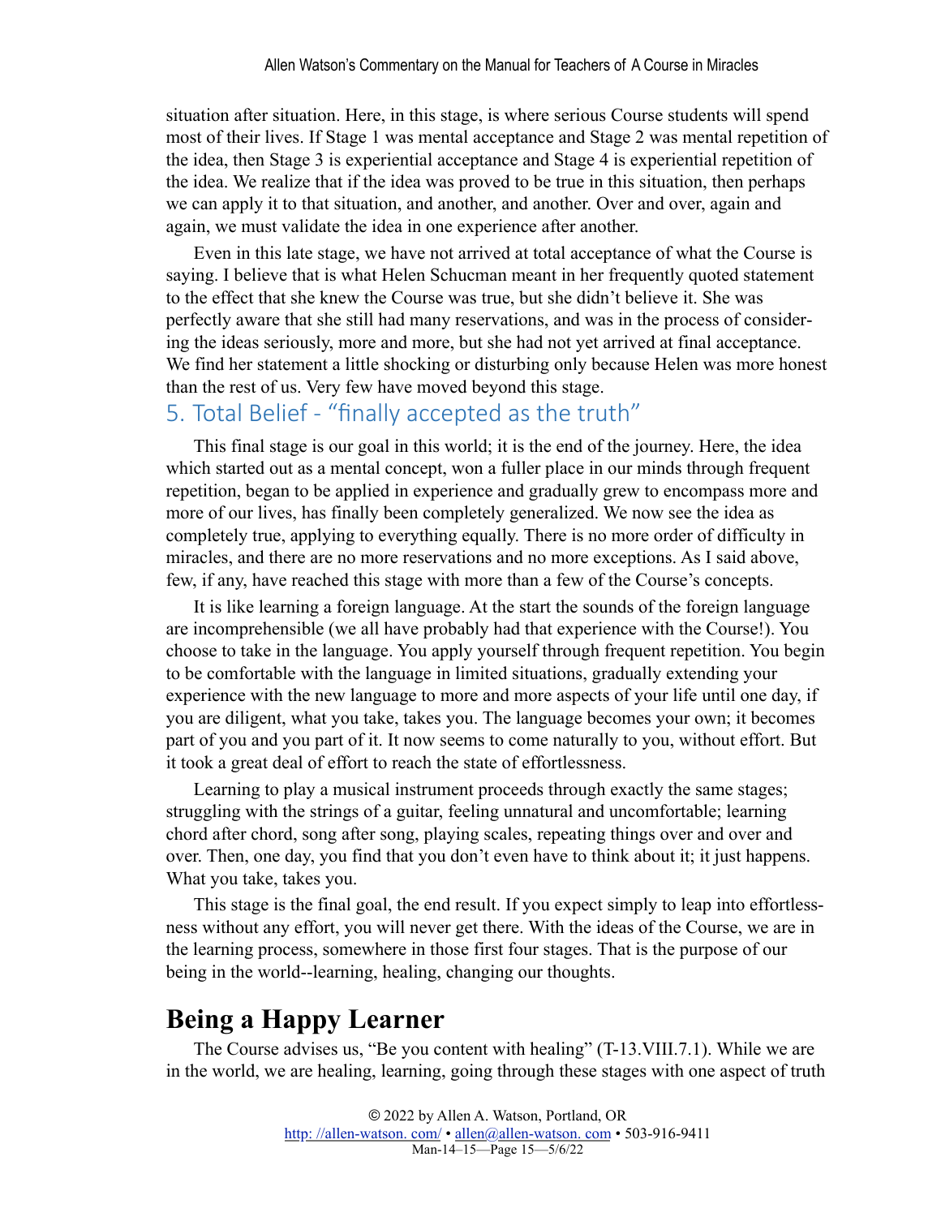situation after situation. Here, in this stage, is where serious Course students will spend most of their lives. If Stage 1 was mental acceptance and Stage 2 was mental repetition of the idea, then Stage 3 is experiential acceptance and Stage 4 is experiential repetition of the idea. We realize that if the idea was proved to be true in this situation, then perhaps we can apply it to that situation, and another, and another. Over and over, again and again, we must validate the idea in one experience after another.

Even in this late stage, we have not arrived at total acceptance of what the Course is saying. I believe that is what Helen Schucman meant in her frequently quoted statement to the effect that she knew the Course was true, but she didn't believe it. She was perfectly aware that she still had many reservations, and was in the process of considering the ideas seriously, more and more, but she had not yet arrived at final acceptance. We find her statement a little shocking or disturbing only because Helen was more honest than the rest of us. Very few have moved beyond this stage.

### 5. Total Belief - "finally accepted as the truth"

This final stage is our goal in this world; it is the end of the journey. Here, the idea which started out as a mental concept, won a fuller place in our minds through frequent repetition, began to be applied in experience and gradually grew to encompass more and more of our lives, has finally been completely generalized. We now see the idea as completely true, applying to everything equally. There is no more order of difficulty in miracles, and there are no more reservations and no more exceptions. As I said above, few, if any, have reached this stage with more than a few of the Course's concepts.

It is like learning a foreign language. At the start the sounds of the foreign language are incomprehensible (we all have probably had that experience with the Course!). You choose to take in the language. You apply yourself through frequent repetition. You begin to be comfortable with the language in limited situations, gradually extending your experience with the new language to more and more aspects of your life until one day, if you are diligent, what you take, takes you. The language becomes your own; it becomes part of you and you part of it. It now seems to come naturally to you, without effort. But it took a great deal of effort to reach the state of effortlessness.

Learning to play a musical instrument proceeds through exactly the same stages; struggling with the strings of a guitar, feeling unnatural and uncomfortable; learning chord after chord, song after song, playing scales, repeating things over and over and over. Then, one day, you find that you don't even have to think about it; it just happens. What you take, takes you.

This stage is the final goal, the end result. If you expect simply to leap into effortlessness without any effort, you will never get there. With the ideas of the Course, we are in the learning process, somewhere in those first four stages. That is the purpose of our being in the world--learning, healing, changing our thoughts.

## Being a Happy Learner

The Course advises us, "Be you content with healing" (T-13.VIII.7.1). While we are in the world, we are healing, learning, going through these stages with one aspect of truth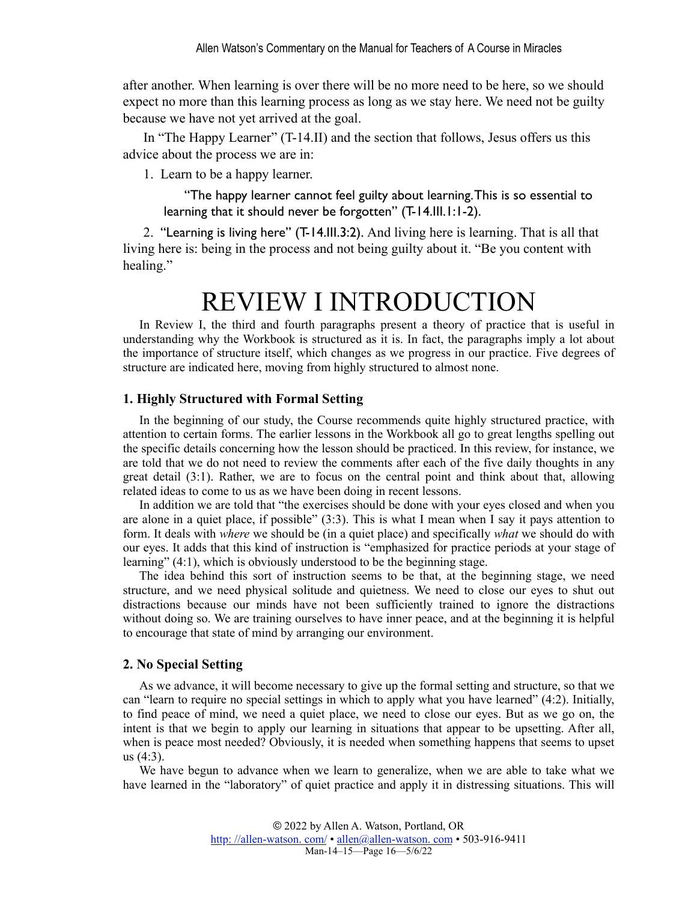after another. When learning is over there will be no more need to be here, so we should expect no more than this learning process as long as we stay here. We need not be guilty because we have not yet arrived at the goal.

In "The Happy Learner" (T-14.II) and the section that follows, Jesus offers us this advice about the process we are in:

1. Learn to be a happy learner.

> "The happy learner cannot feel guilty about learning. This is so essential to learning that it should never be forgotten" (T-14.III.1:1-2).

2. "Learning is living here" (T-14.III.3:2). And living here is learning. That is all that living here is: being in the process and not being guilty about it. "Be you content with healing."

# REVIEW I INTRODUCTION

In Review I, the third and fourth paragraphs present a theory of practice that is useful in understanding why the Workbook is structured as it is. In fact, the paragraphs imply a lot about the importance of structure itself, which changes as we progress in our practice. Five degrees of structure are indicated here, moving from highly structured to almost none.

### 1. Highly Structured with Formal Setting

In the beginning of our study, the Course recommends quite highly structured practice, with attention to certain forms. The earlier lessons in the Workbook all go to great lengths spelling out the specific details concerning how the lesson should be practiced. In this review, for instance, we are told that we do not need to review the comments after each of the five daily thoughts in any great detail (3:1). Rather, we are to focus on the central point and think about that, allowing related ideas to come to us as we have been doing in recent lessons.

In addition we are told that "the exercises should be done with your eyes closed and when you are alone in a quiet place, if possible" (3:3). This is what I mean when I say it pays attention to form. It deals with *where* we should be (in a quiet place) and specifically *what* we should do with our eyes. It adds that this kind of instruction is "emphasized for practice periods at your stage of learning" (4:1), which is obviously understood to be the beginning stage.

The idea behind this sort of instruction seems to be that, at the beginning stage, we need structure, and we need physical solitude and quietness. We need to close our eyes to shut out distractions because our minds have not been sufficiently trained to ignore the distractions without doing so. We are training ourselves to have inner peace, and at the beginning it is helpful to encourage that state of mind by arranging our environment.

### 2. No Special Setting

As we advance, it will become necessary to give up the formal setting and structure, so that we can "learn to require no special settings in which to apply what you have learned" (4:2). Initially, to find peace of mind, we need a quiet place, we need to close our eyes. But as we go on, the intent is that we begin to apply our learning in situations that appear to be upsetting. After all, when is peace most needed? Obviously, it is needed when something happens that seems to upset us (4:3).

We have begun to advance when we learn to generalize, when we are able to take what we have learned in the "laboratory" of quiet practice and apply it in distressing situations. This will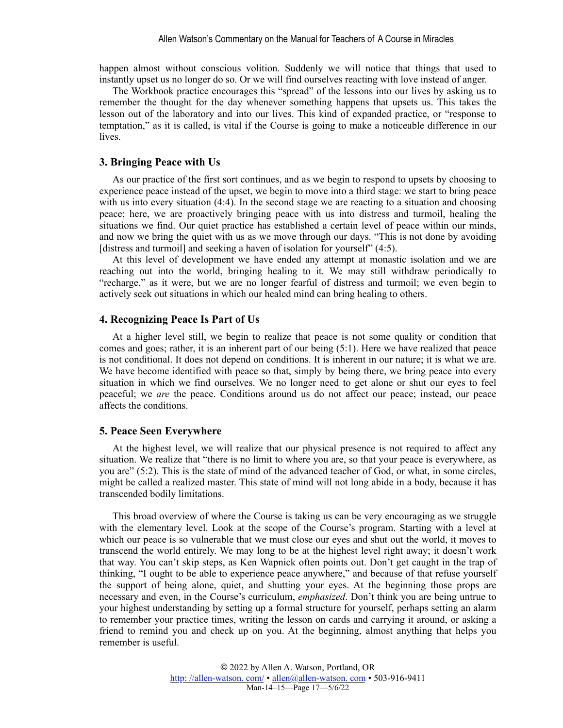happen almost without conscious volition. Suddenly we will notice that things that used to instantly upset us no longer do so. Or we will find ourselves reacting with love instead of anger.

The Workbook practice encourages this "spread" of the lessons into our lives by asking us to remember the thought for the day whenever something happens that upsets us. This takes the lesson out of the laboratory and into our lives. This kind of expanded practice, or "response to temptation," as it is called, is vital if the Course is going to make a noticeable difference in our lives.

### 3. Bringing Peace with Us

As our practice of the first sort continues, and as we begin to respond to upsets by choosing to experience peace instead of the upset, we begin to move into a third stage: we start to bring peace with us into every situation (4:4). In the second stage we are reacting to a situation and choosing peace; here, we are proactively bringing peace with us into distress and turmoil, healing the situations we find. Our quiet practice has established a certain level of peace within our minds, and now we bring the quiet with us as we move through our days. "This is not done by avoiding [distress and turmoil] and seeking a haven of isolation for yourself" (4:5).

At this level of development we have ended any attempt at monastic isolation and we are reaching out into the world, bringing healing to it. We may still withdraw periodically to "recharge," as it were, but we are no longer fearful of distress and turmoil; we even begin to actively seek out situations in which our healed mind can bring healing to others.

### 4. Recognizing Peace Is Part of Us

At a higher level still, we begin to realize that peace is not some quality or condition that comes and goes; rather, it is an inherent part of our being (5:1). Here we have realized that peace is not conditional. It does not depend on conditions. It is inherent in our nature; it is what we are. We have become identified with peace so that, simply by being there, we bring peace into every situation in which we find ourselves. We no longer need to get alone or shut our eyes to feel peaceful; we *are* the peace. Conditions around us do not affect our peace; instead, our peace affects the conditions.

### 5. Peace Seen Everywhere

At the highest level, we will realize that our physical presence is not required to affect any situation. We realize that "there is no limit to where you are, so that your peace is everywhere, as you are" (5:2). This is the state of mind of the advanced teacher of God, or what, in some circles, might be called a realized master. This state of mind will not long abide in a body, because it has transcended bodily limitations.

This broad overview of where the Course is taking us can be very encouraging as we struggle with the elementary level. Look at the scope of the Course's program. Starting with a level at which our peace is so vulnerable that we must close our eyes and shut out the world, it moves to transcend the world entirely. We may long to be at the highest level right away; it doesn't work that way. You can't skip steps, as Ken Wapnick often points out. Don't get caught in the trap of thinking, "I ought to be able to experience peace anywhere," and because of that refuse yourself the support of being alone, quiet, and shutting your eyes. At the beginning those props are necessary and even, in the Course's curriculum, *emphasized*. Don't think you are being untrue to your highest understanding by setting up a formal structure for yourself, perhaps setting an alarm to remember your practice times, writing the lesson on cards and carrying it around, or asking a friend to remind you and check up on you. At the beginning, almost anything that helps you remember is useful.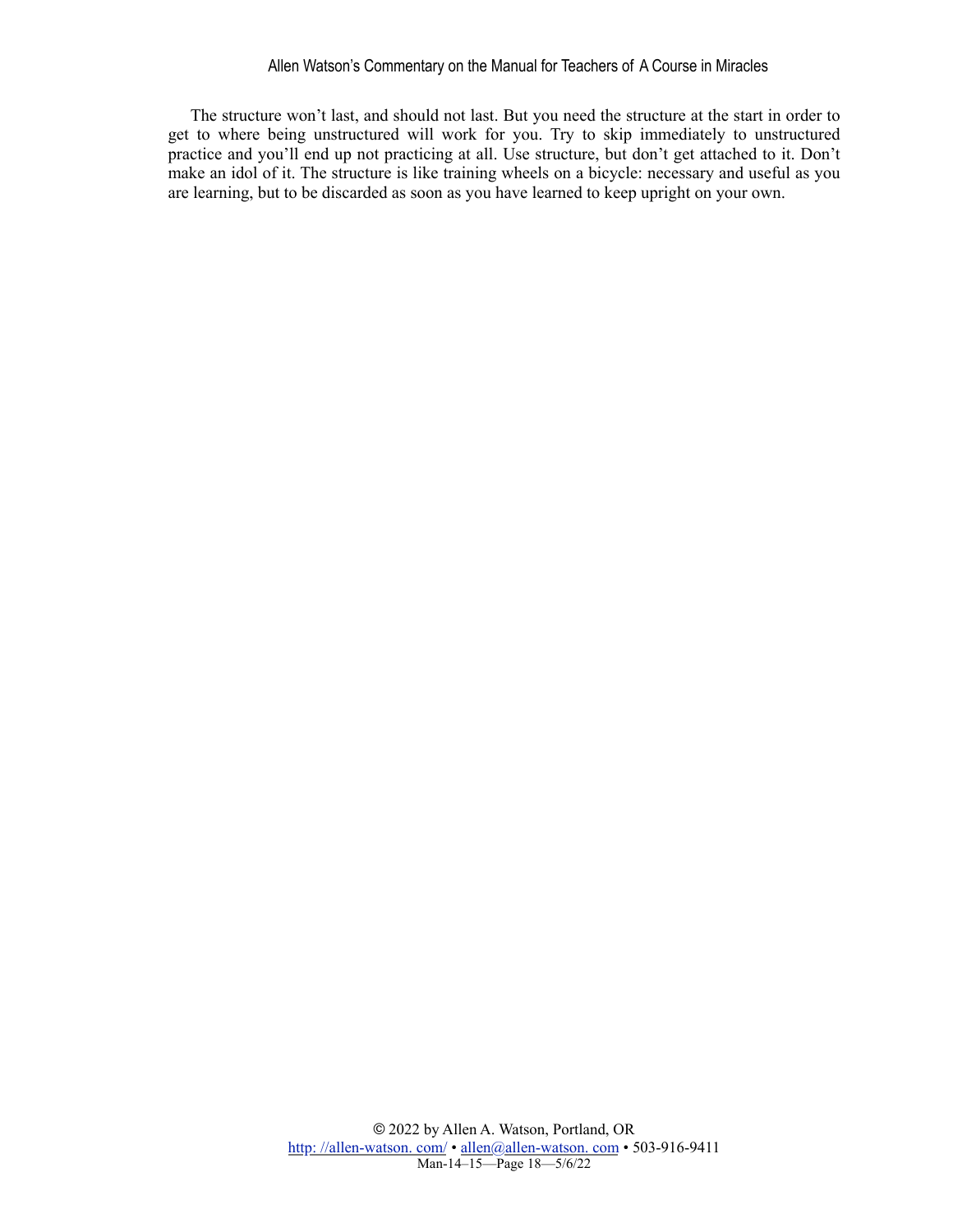The structure won't last, and should not last. But you need the structure at the start in order to get to where being unstructured will work for you. Try to skip immediately to unstructured practice and you'll end up not practicing at all. Use structure, but don't get attached to it. Don't make an idol of it. The structure is like training wheels on a bicycle: necessary and useful as you are learning, but to be discarded as soon as you have learned to keep upright on your own.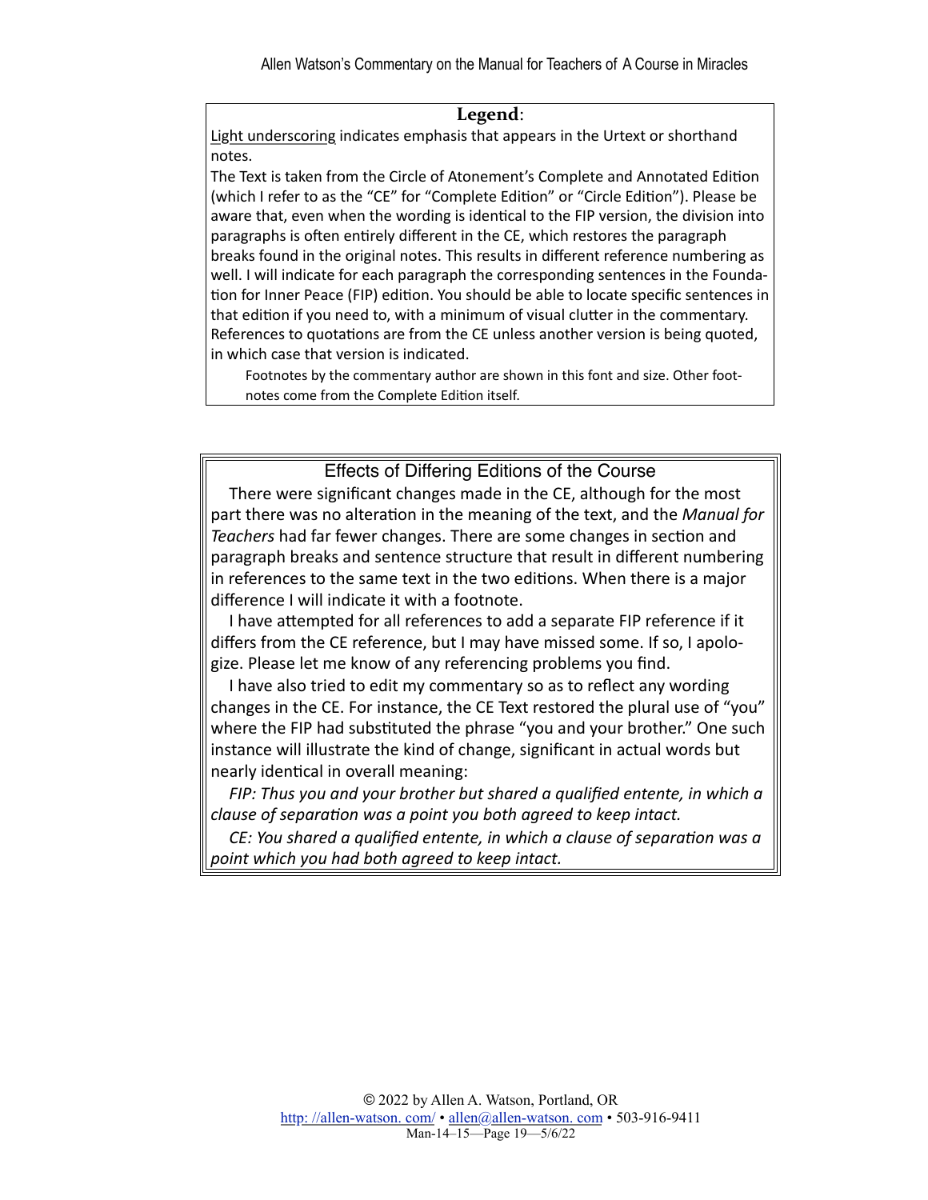**Legend**:

Light underscoring indicates emphasis that appears in the Urtext or shorthand notes.

The Text is taken from the Circle of Atonement's Complete and Annotated Edition (which I refer to as the "CE" for "Complete Edition" or "Circle Edition"). Please be aware that, even when the wording is identical to the FIP version, the division into paragraphs is often entirely different in the CE, which restores the paragraph breaks found in the original notes. This results in different reference numbering as well. I will indicate for each paragraph the corresponding sentences in the Foundation for Inner Peace (FIP) edition. You should be able to locate specific sentences in that edition if you need to, with a minimum of visual clutter in the commentary. References to quotations are from the CE unless another version is being quoted, in which case that version is indicated.

Footnotes by the commentary author are shown in this font and size. Other footnotes come from the Complete Edition itself.

## Effects of Differing Editions of the Course

There were significant changes made in the CE, although for the most part there was no alteration in the meaning of the text, and the *Manual for Teachers* had far fewer changes. There are some changes in section and paragraph breaks and sentence structure that result in different numbering in references to the same text in the two editions. When there is a major difference I will indicate it with a footnote.

I have attempted for all references to add a separate FIP reference if it differs from the CE reference, but I may have missed some. If so, I apologize. Please let me know of any referencing problems you find.

I have also tried to edit my commentary so as to reflect any wording changes in the CE. For instance, the CE Text restored the plural use of "you" where the FIP had substituted the phrase "you and your brother." One such instance will illustrate the kind of change, significant in actual words but nearly identical in overall meaning:

*FIP: Thus you and your brother but shared a qualified entente, in which a clause of separation was a point you both agreed to keep intact.*

*CE: You shared a qualified entente, in which a clause of separation was a point which you had both agreed to keep intact.*

© 2022 by Allen A. Watson, Portland, OR
http://allen-watson.com/ • allen@allen-watson.com • 503-916-9411